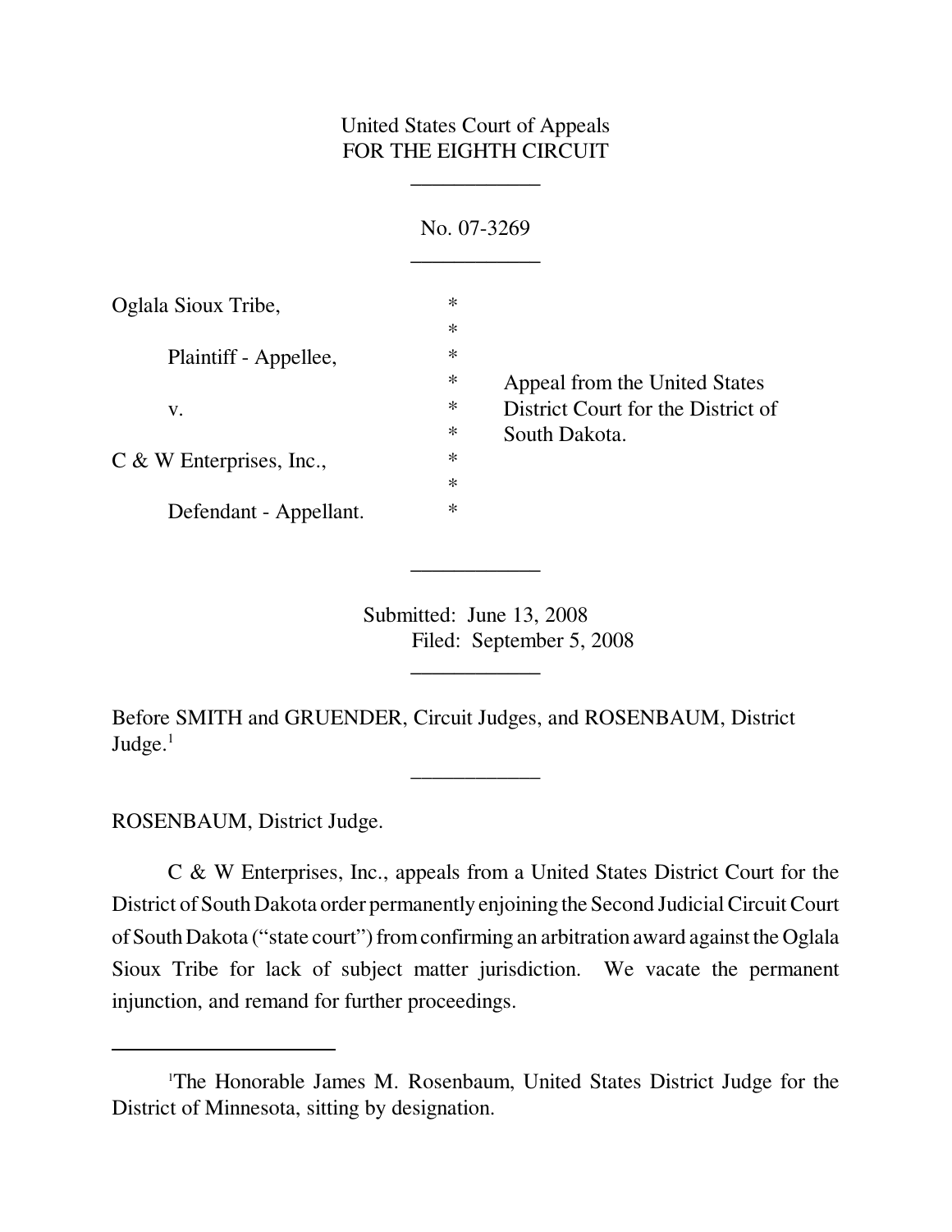United States Court of Appeals
FOR THE EIGHTH CIRCUIT

___________

No. 07-3269

___________

| | | |
|---|---|---|
| Oglala Sioux Tribe, | * | |
| | * | |
| Plaintiff - Appellee, | * | |
| | * | Appeal from the United States |
| v. | * | District Court for the District of |
| | * | South Dakota. |
| C & W Enterprises, Inc., | * | |
| | * | |
| Defendant - Appellant. | * | |

___________

Submitted: June 13, 2008
Filed: September 5, 2008

___________

Before SMITH and GRUENDER, Circuit Judges, and ROSENBAUM, District Judge.[1]

___________

ROSENBAUM, District Judge.

C & W Enterprises, Inc., appeals from a United States District Court for the District of South Dakota order permanently enjoining the Second Judicial Circuit Court of South Dakota ("state court") from confirming an arbitration award against the Oglala Sioux Tribe for lack of subject matter jurisdiction. We vacate the permanent injunction, and remand for further proceedings.

---

[1]The Honorable James M. Rosenbaum, United States District Judge for the District of Minnesota, sitting by designation.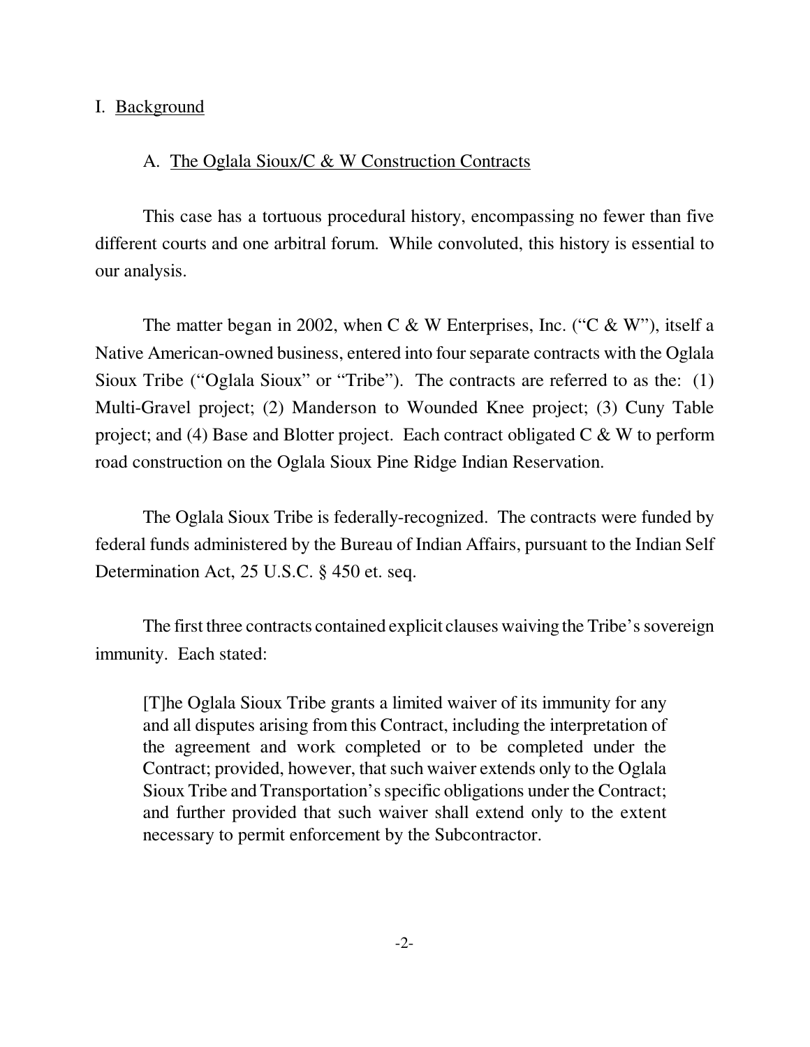# I. Background

## A. The Oglala Sioux/C & W Construction Contracts

This case has a tortuous procedural history, encompassing no fewer than five different courts and one arbitral forum. While convoluted, this history is essential to our analysis.

The matter began in 2002, when C & W Enterprises, Inc. ("C & W"), itself a Native American-owned business, entered into four separate contracts with the Oglala Sioux Tribe ("Oglala Sioux" or "Tribe"). The contracts are referred to as the: (1) Multi-Gravel project; (2) Manderson to Wounded Knee project; (3) Cuny Table project; and (4) Base and Blotter project. Each contract obligated C & W to perform road construction on the Oglala Sioux Pine Ridge Indian Reservation.

The Oglala Sioux Tribe is federally-recognized. The contracts were funded by federal funds administered by the Bureau of Indian Affairs, pursuant to the Indian Self Determination Act, 25 U.S.C. § 450 et. seq.

The first three contracts contained explicit clauses waiving the Tribe's sovereign immunity. Each stated:

> [T]he Oglala Sioux Tribe grants a limited waiver of its immunity for any and all disputes arising from this Contract, including the interpretation of the agreement and work completed or to be completed under the Contract; provided, however, that such waiver extends only to the Oglala Sioux Tribe and Transportation's specific obligations under the Contract; and further provided that such waiver shall extend only to the extent necessary to permit enforcement by the Subcontractor.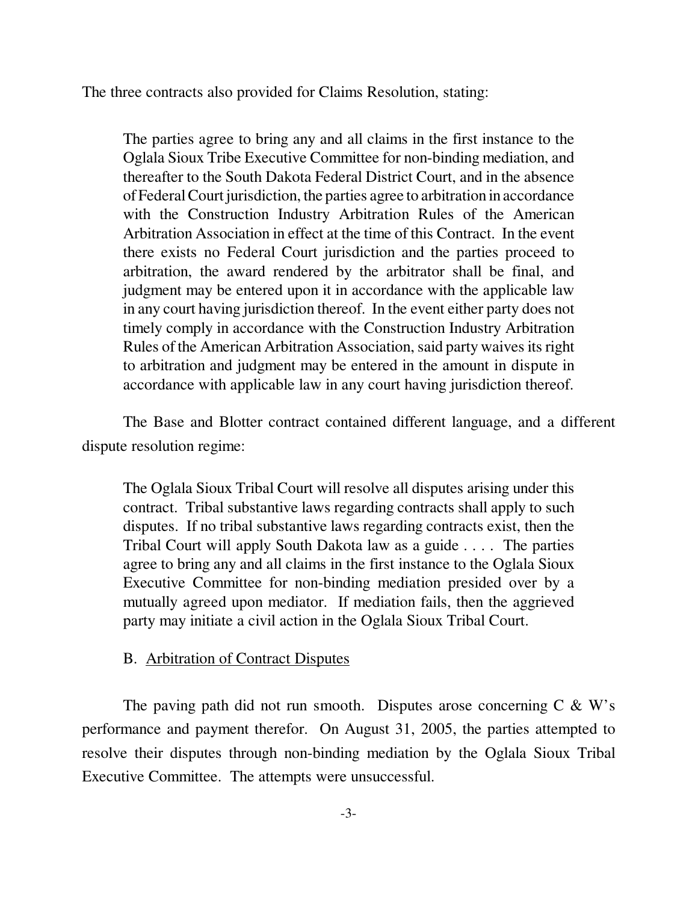The three contracts also provided for Claims Resolution, stating:

> The parties agree to bring any and all claims in the first instance to the Oglala Sioux Tribe Executive Committee for non-binding mediation, and thereafter to the South Dakota Federal District Court, and in the absence of Federal Court jurisdiction, the parties agree to arbitration in accordance with the Construction Industry Arbitration Rules of the American Arbitration Association in effect at the time of this Contract. In the event there exists no Federal Court jurisdiction and the parties proceed to arbitration, the award rendered by the arbitrator shall be final, and judgment may be entered upon it in accordance with the applicable law in any court having jurisdiction thereof. In the event either party does not timely comply in accordance with the Construction Industry Arbitration Rules of the American Arbitration Association, said party waives its right to arbitration and judgment may be entered in the amount in dispute in accordance with applicable law in any court having jurisdiction thereof.

The Base and Blotter contract contained different language, and a different dispute resolution regime:

> The Oglala Sioux Tribal Court will resolve all disputes arising under this contract. Tribal substantive laws regarding contracts shall apply to such disputes. If no tribal substantive laws regarding contracts exist, then the Tribal Court will apply South Dakota law as a guide . . . . The parties agree to bring any and all claims in the first instance to the Oglala Sioux Executive Committee for non-binding mediation presided over by a mutually agreed upon mediator. If mediation fails, then the aggrieved party may initiate a civil action in the Oglala Sioux Tribal Court.

B. Arbitration of Contract Disputes

The paving path did not run smooth. Disputes arose concerning C & W's performance and payment therefor. On August 31, 2005, the parties attempted to resolve their disputes through non-binding mediation by the Oglala Sioux Tribal Executive Committee. The attempts were unsuccessful.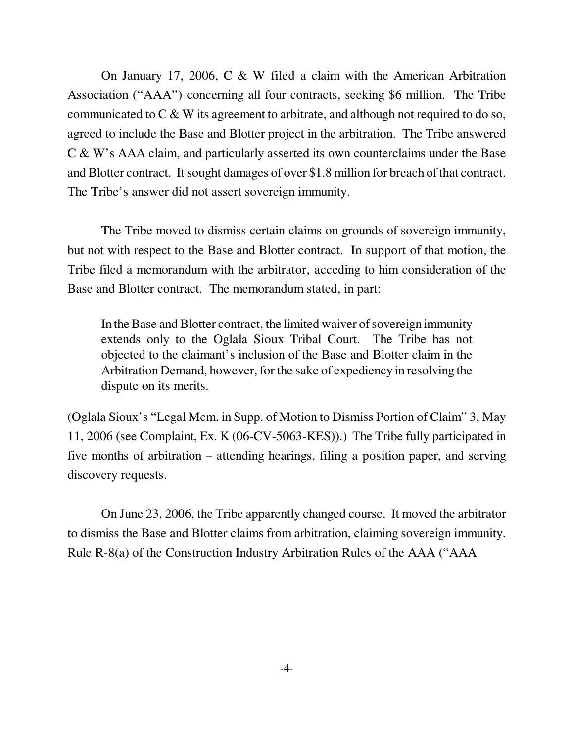On January 17, 2006, C & W filed a claim with the American Arbitration Association ("AAA") concerning all four contracts, seeking \$6 million. The Tribe communicated to C & W its agreement to arbitrate, and although not required to do so, agreed to include the Base and Blotter project in the arbitration. The Tribe answered C & W's AAA claim, and particularly asserted its own counterclaims under the Base and Blotter contract. It sought damages of over \$1.8 million for breach of that contract. The Tribe's answer did not assert sovereign immunity.

The Tribe moved to dismiss certain claims on grounds of sovereign immunity, but not with respect to the Base and Blotter contract. In support of that motion, the Tribe filed a memorandum with the arbitrator, acceding to him consideration of the Base and Blotter contract. The memorandum stated, in part:

> In the Base and Blotter contract, the limited waiver of sovereign immunity extends only to the Oglala Sioux Tribal Court. The Tribe has not objected to the claimant's inclusion of the Base and Blotter claim in the Arbitration Demand, however, for the sake of expediency in resolving the dispute on its merits.

(Oglala Sioux's "Legal Mem. in Supp. of Motion to Dismiss Portion of Claim" 3, May 11, 2006 (see Complaint, Ex. K (06-CV-5063-KES)).) The Tribe fully participated in five months of arbitration – attending hearings, filing a position paper, and serving discovery requests.

On June 23, 2006, the Tribe apparently changed course. It moved the arbitrator to dismiss the Base and Blotter claims from arbitration, claiming sovereign immunity. Rule R-8(a) of the Construction Industry Arbitration Rules of the AAA ("AAA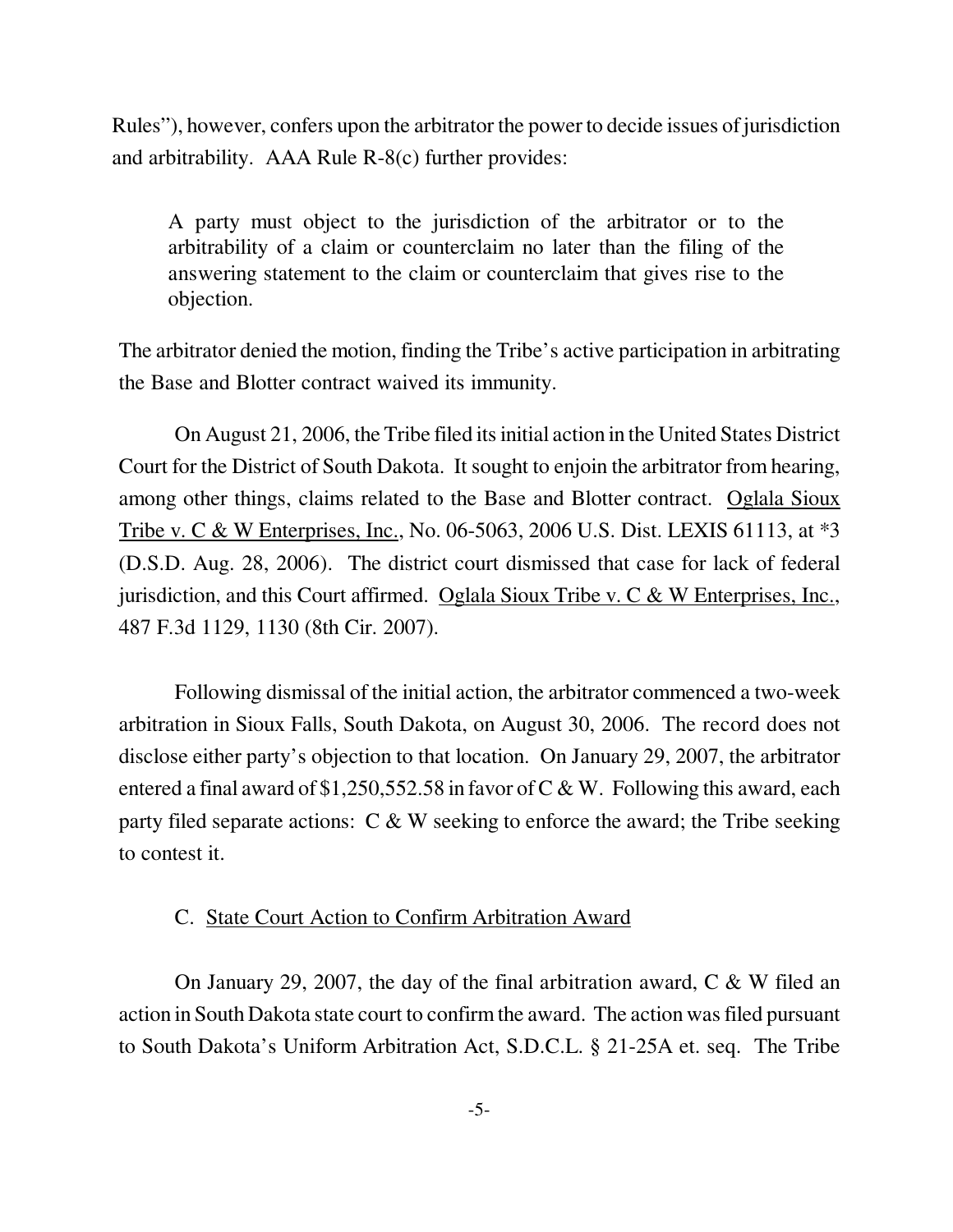Rules"), however, confers upon the arbitrator the power to decide issues of jurisdiction and arbitrability. AAA Rule R-8(c) further provides:

> A party must object to the jurisdiction of the arbitrator or to the arbitrability of a claim or counterclaim no later than the filing of the answering statement to the claim or counterclaim that gives rise to the objection.

The arbitrator denied the motion, finding the Tribe's active participation in arbitrating the Base and Blotter contract waived its immunity.

On August 21, 2006, the Tribe filed its initial action in the United States District Court for the District of South Dakota. It sought to enjoin the arbitrator from hearing, among other things, claims related to the Base and Blotter contract. Oglala Sioux Tribe v. C & W Enterprises, Inc., No. 06-5063, 2006 U.S. Dist. LEXIS 61113, at *3 (D.S.D. Aug. 28, 2006). The district court dismissed that case for lack of federal jurisdiction, and this Court affirmed. Oglala Sioux Tribe v. C & W Enterprises, Inc., 487 F.3d 1129, 1130 (8th Cir. 2007).

Following dismissal of the initial action, the arbitrator commenced a two-week arbitration in Sioux Falls, South Dakota, on August 30, 2006. The record does not disclose either party's objection to that location. On January 29, 2007, the arbitrator entered a final award of $1,250,552.58 in favor of C & W. Following this award, each party filed separate actions: C & W seeking to enforce the award; the Tribe seeking to contest it.

### C. State Court Action to Confirm Arbitration Award

On January 29, 2007, the day of the final arbitration award, C & W filed an action in South Dakota state court to confirm the award. The action was filed pursuant to South Dakota's Uniform Arbitration Act, S.D.C.L. § 21-25A et. seq. The Tribe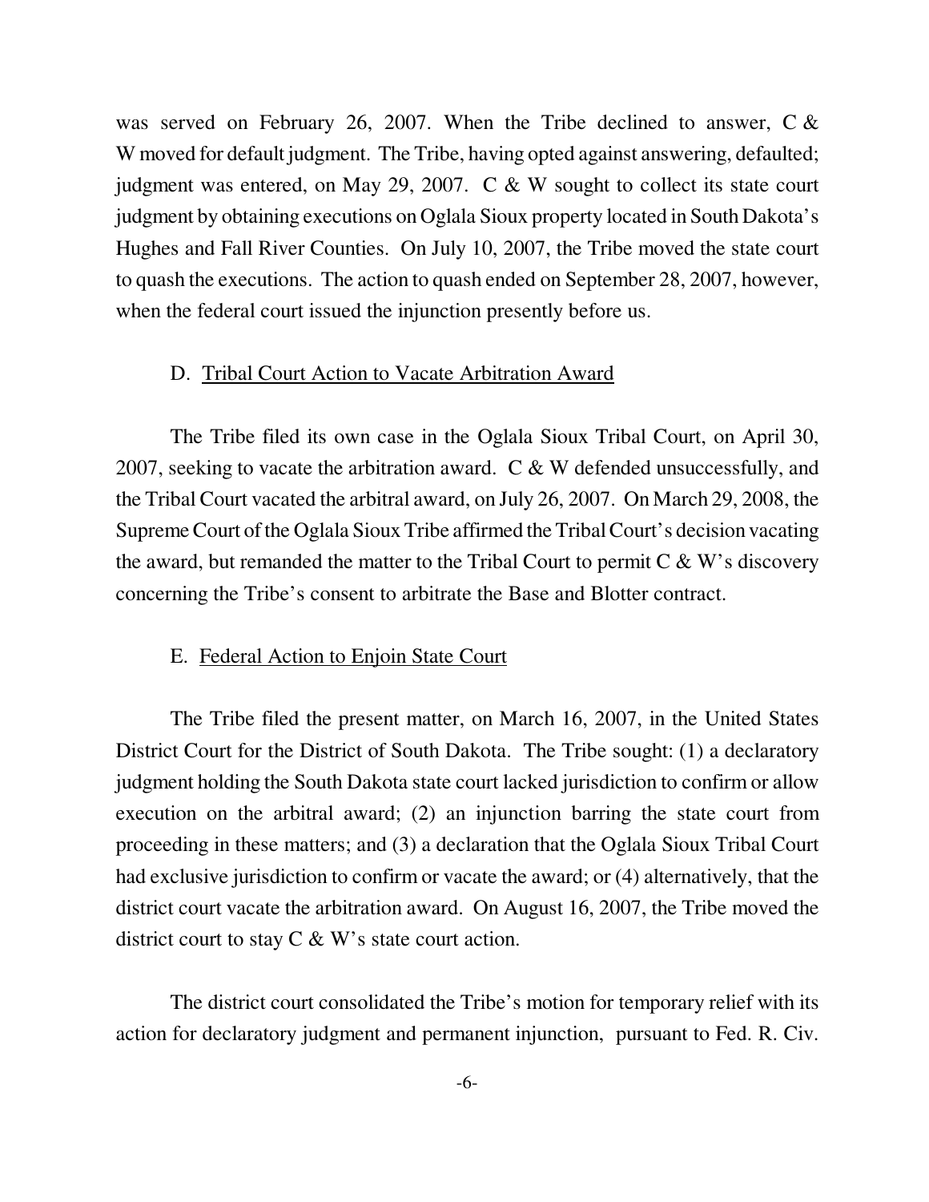was served on February 26, 2007. When the Tribe declined to answer, C & W moved for default judgment. The Tribe, having opted against answering, defaulted; judgment was entered, on May 29, 2007. C & W sought to collect its state court judgment by obtaining executions on Oglala Sioux property located in South Dakota's Hughes and Fall River Counties. On July 10, 2007, the Tribe moved the state court to quash the executions. The action to quash ended on September 28, 2007, however, when the federal court issued the injunction presently before us.

D. <u>Tribal Court Action to Vacate Arbitration Award</u>

The Tribe filed its own case in the Oglala Sioux Tribal Court, on April 30, 2007, seeking to vacate the arbitration award. C & W defended unsuccessfully, and the Tribal Court vacated the arbitral award, on July 26, 2007. On March 29, 2008, the Supreme Court of the Oglala Sioux Tribe affirmed the Tribal Court's decision vacating the award, but remanded the matter to the Tribal Court to permit C & W's discovery concerning the Tribe's consent to arbitrate the Base and Blotter contract.

E. <u>Federal Action to Enjoin State Court</u>

The Tribe filed the present matter, on March 16, 2007, in the United States District Court for the District of South Dakota. The Tribe sought: (1) a declaratory judgment holding the South Dakota state court lacked jurisdiction to confirm or allow execution on the arbitral award; (2) an injunction barring the state court from proceeding in these matters; and (3) a declaration that the Oglala Sioux Tribal Court had exclusive jurisdiction to confirm or vacate the award; or (4) alternatively, that the district court vacate the arbitration award. On August 16, 2007, the Tribe moved the district court to stay C & W's state court action.

The district court consolidated the Tribe's motion for temporary relief with its action for declaratory judgment and permanent injunction, pursuant to Fed. R. Civ.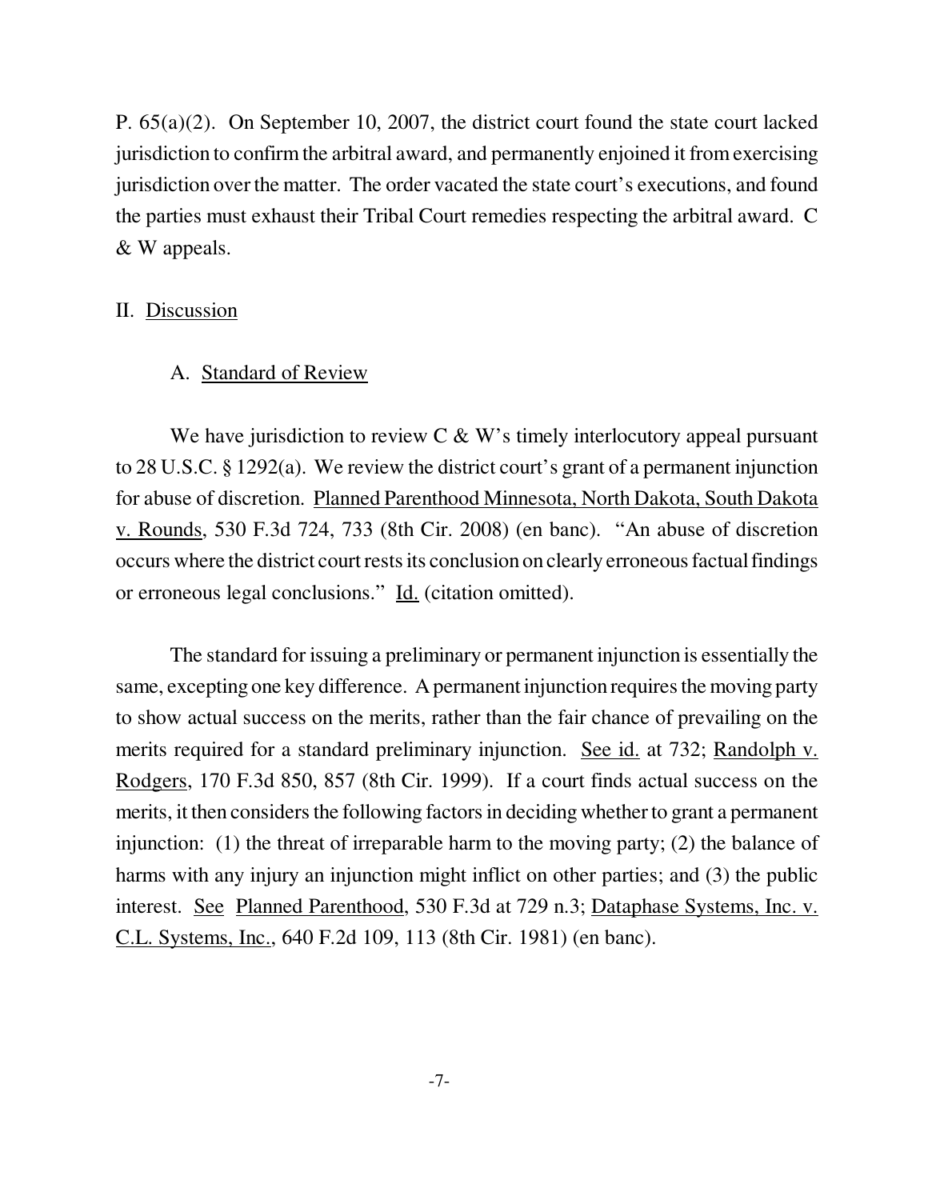P. 65(a)(2). On September 10, 2007, the district court found the state court lacked jurisdiction to confirm the arbitral award, and permanently enjoined it from exercising jurisdiction over the matter. The order vacated the state court's executions, and found the parties must exhaust their Tribal Court remedies respecting the arbitral award. C & W appeals.

## II. Discussion

### A. Standard of Review

We have jurisdiction to review C & W's timely interlocutory appeal pursuant to 28 U.S.C. § 1292(a). We review the district court's grant of a permanent injunction for abuse of discretion. Planned Parenthood Minnesota, North Dakota, South Dakota v. Rounds, 530 F.3d 724, 733 (8th Cir. 2008) (en banc). "An abuse of discretion occurs where the district court rests its conclusion on clearly erroneous factual findings or erroneous legal conclusions." Id. (citation omitted).

The standard for issuing a preliminary or permanent injunction is essentially the same, excepting one key difference. A permanent injunction requires the moving party to show actual success on the merits, rather than the fair chance of prevailing on the merits required for a standard preliminary injunction. See id. at 732; Randolph v. Rodgers, 170 F.3d 850, 857 (8th Cir. 1999). If a court finds actual success on the merits, it then considers the following factors in deciding whether to grant a permanent injunction: (1) the threat of irreparable harm to the moving party; (2) the balance of harms with any injury an injunction might inflict on other parties; and (3) the public interest. See Planned Parenthood, 530 F.3d at 729 n.3; Dataphase Systems, Inc. v. C.L. Systems, Inc., 640 F.2d 109, 113 (8th Cir. 1981) (en banc).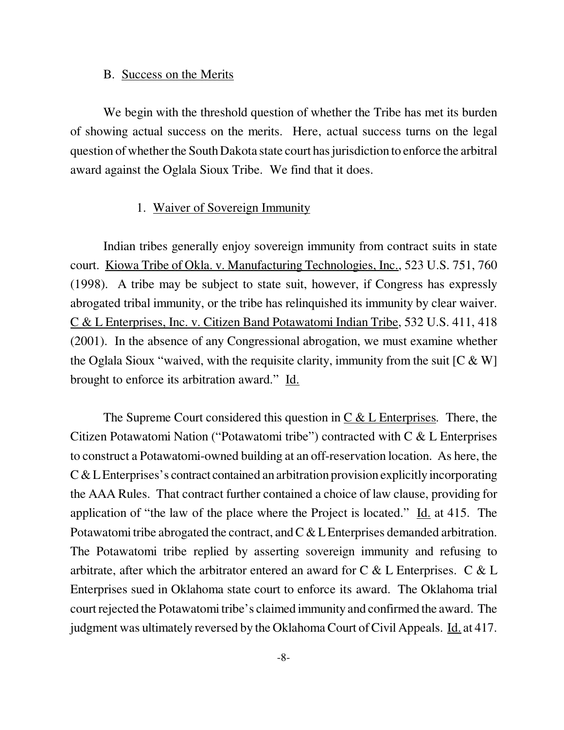B. Success on the Merits

We begin with the threshold question of whether the Tribe has met its burden of showing actual success on the merits. Here, actual success turns on the legal question of whether the South Dakota state court has jurisdiction to enforce the arbitral award against the Oglala Sioux Tribe. We find that it does.

1. Waiver of Sovereign Immunity

Indian tribes generally enjoy sovereign immunity from contract suits in state court. Kiowa Tribe of Okla. v. Manufacturing Technologies, Inc., 523 U.S. 751, 760 (1998). A tribe may be subject to state suit, however, if Congress has expressly abrogated tribal immunity, or the tribe has relinquished its immunity by clear waiver. C & L Enterprises, Inc. v. Citizen Band Potawatomi Indian Tribe, 532 U.S. 411, 418 (2001). In the absence of any Congressional abrogation, we must examine whether the Oglala Sioux "waived, with the requisite clarity, immunity from the suit [C & W] brought to enforce its arbitration award." Id.

The Supreme Court considered this question in C & L Enterprises. There, the Citizen Potawatomi Nation ("Potawatomi tribe") contracted with C & L Enterprises to construct a Potawatomi-owned building at an off-reservation location. As here, the C & L Enterprises's contract contained an arbitration provision explicitly incorporating the AAA Rules. That contract further contained a choice of law clause, providing for application of "the law of the place where the Project is located." Id. at 415. The Potawatomi tribe abrogated the contract, and C & L Enterprises demanded arbitration. The Potawatomi tribe replied by asserting sovereign immunity and refusing to arbitrate, after which the arbitrator entered an award for C & L Enterprises. C & L Enterprises sued in Oklahoma state court to enforce its award. The Oklahoma trial court rejected the Potawatomi tribe's claimed immunity and confirmed the award. The judgment was ultimately reversed by the Oklahoma Court of Civil Appeals. Id. at 417.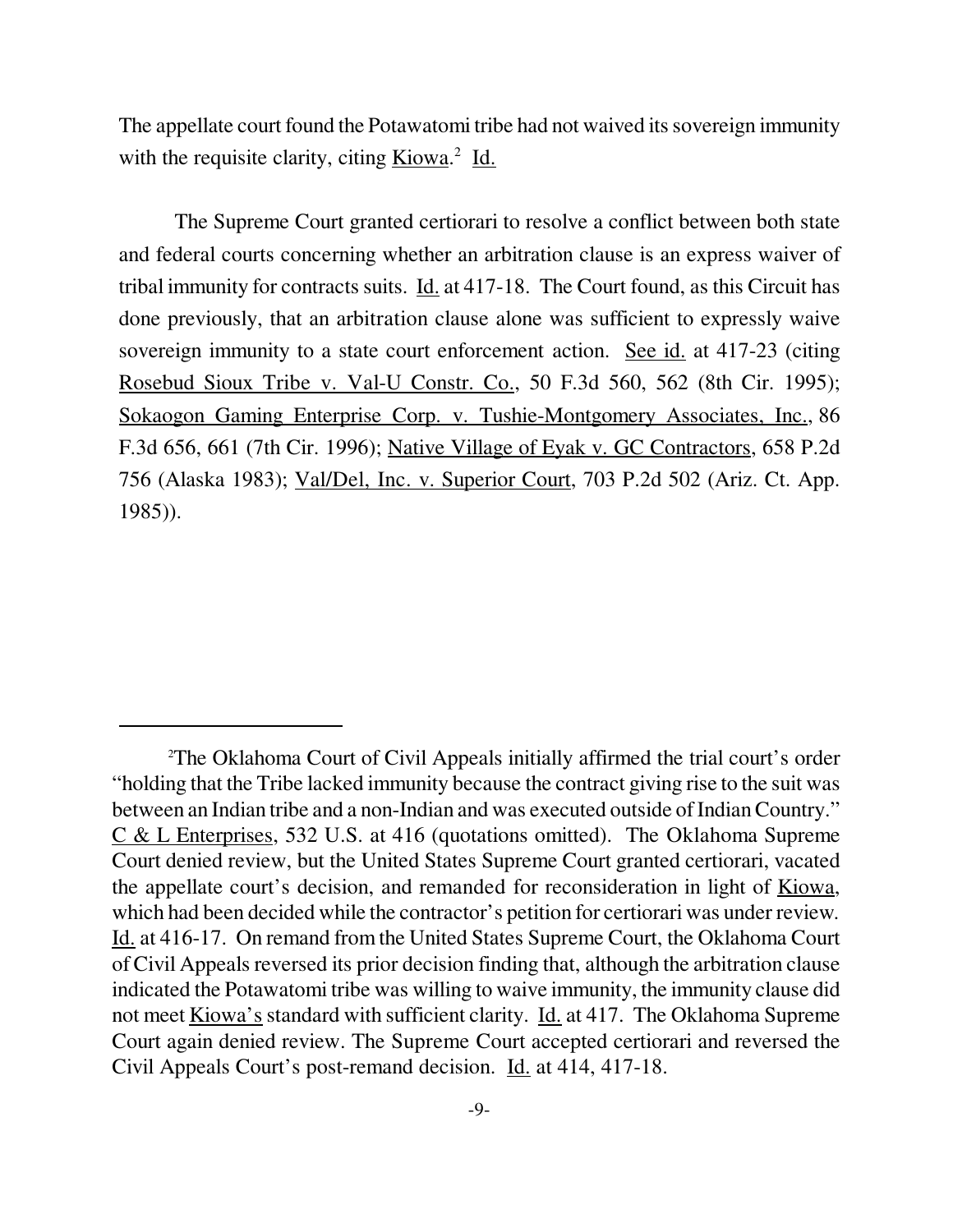The appellate court found the Potawatomi tribe had not waived its sovereign immunity with the requisite clarity, citing Kiowa.[2] Id.

The Supreme Court granted certiorari to resolve a conflict between both state and federal courts concerning whether an arbitration clause is an express waiver of tribal immunity for contracts suits. Id. at 417-18. The Court found, as this Circuit has done previously, that an arbitration clause alone was sufficient to expressly waive sovereign immunity to a state court enforcement action. See id. at 417-23 (citing Rosebud Sioux Tribe v. Val-U Constr. Co., 50 F.3d 560, 562 (8th Cir. 1995); Sokaogon Gaming Enterprise Corp. v. Tushie-Montgomery Associates, Inc., 86 F.3d 656, 661 (7th Cir. 1996); Native Village of Eyak v. GC Contractors, 658 P.2d 756 (Alaska 1983); Val/Del, Inc. v. Superior Court, 703 P.2d 502 (Ariz. Ct. App. 1985)).

---

[2]The Oklahoma Court of Civil Appeals initially affirmed the trial court's order "holding that the Tribe lacked immunity because the contract giving rise to the suit was between an Indian tribe and a non-Indian and was executed outside of Indian Country." C & L Enterprises, 532 U.S. at 416 (quotations omitted). The Oklahoma Supreme Court denied review, but the United States Supreme Court granted certiorari, vacated the appellate court's decision, and remanded for reconsideration in light of Kiowa, which had been decided while the contractor's petition for certiorari was under review. Id. at 416-17. On remand from the United States Supreme Court, the Oklahoma Court of Civil Appeals reversed its prior decision finding that, although the arbitration clause indicated the Potawatomi tribe was willing to waive immunity, the immunity clause did not meet Kiowa's standard with sufficient clarity. Id. at 417. The Oklahoma Supreme Court again denied review. The Supreme Court accepted certiorari and reversed the Civil Appeals Court's post-remand decision. Id. at 414, 417-18.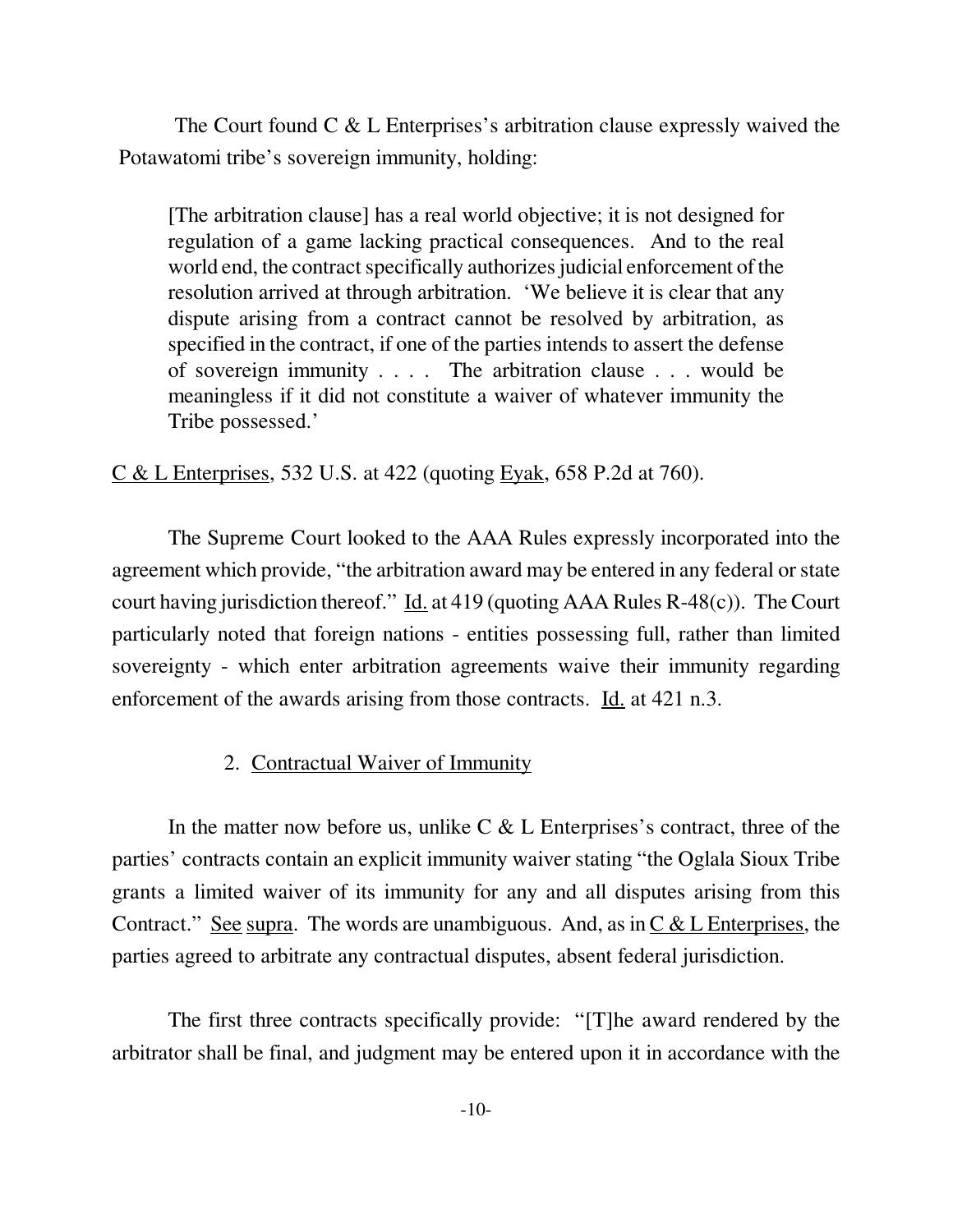The Court found C & L Enterprises's arbitration clause expressly waived the Potawatomi tribe's sovereign immunity, holding:

> [The arbitration clause] has a real world objective; it is not designed for regulation of a game lacking practical consequences. And to the real world end, the contract specifically authorizes judicial enforcement of the resolution arrived at through arbitration. 'We believe it is clear that any dispute arising from a contract cannot be resolved by arbitration, as specified in the contract, if one of the parties intends to assert the defense of sovereign immunity . . . . The arbitration clause . . . would be meaningless if it did not constitute a waiver of whatever immunity the Tribe possessed.'

C & L Enterprises, 532 U.S. at 422 (quoting Eyak, 658 P.2d at 760).

The Supreme Court looked to the AAA Rules expressly incorporated into the agreement which provide, "the arbitration award may be entered in any federal or state court having jurisdiction thereof." Id. at 419 (quoting AAA Rules R-48(c)). The Court particularly noted that foreign nations - entities possessing full, rather than limited sovereignty - which enter arbitration agreements waive their immunity regarding enforcement of the awards arising from those contracts. Id. at 421 n.3.

2. Contractual Waiver of Immunity

In the matter now before us, unlike C & L Enterprises's contract, three of the parties' contracts contain an explicit immunity waiver stating "the Oglala Sioux Tribe grants a limited waiver of its immunity for any and all disputes arising from this Contract." See supra. The words are unambiguous. And, as in C & L Enterprises, the parties agreed to arbitrate any contractual disputes, absent federal jurisdiction.

The first three contracts specifically provide: "[T]he award rendered by the arbitrator shall be final, and judgment may be entered upon it in accordance with the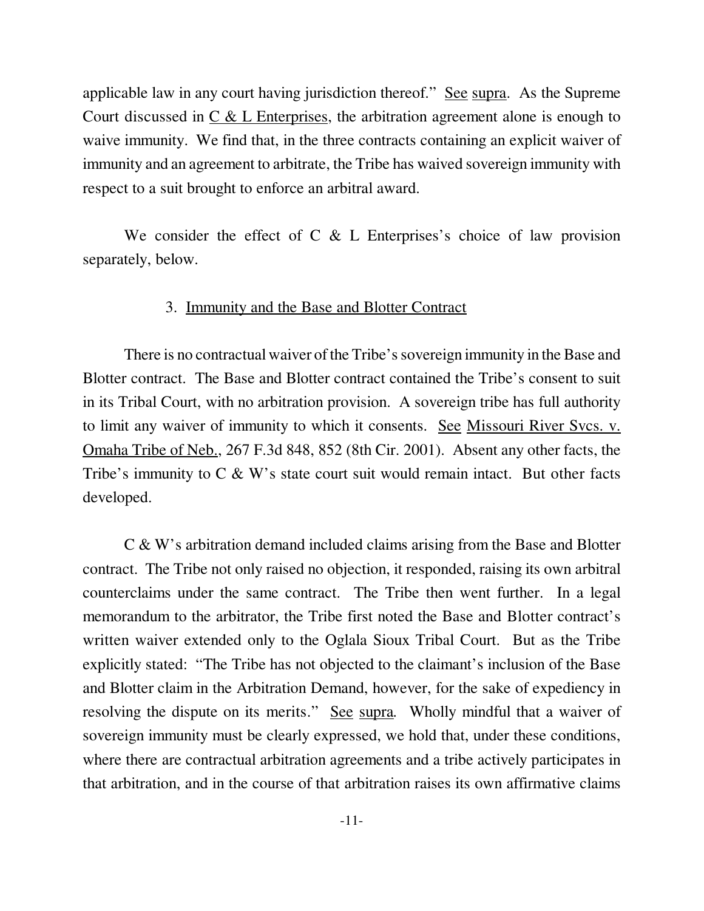applicable law in any court having jurisdiction thereof." See supra. As the Supreme Court discussed in C & L Enterprises, the arbitration agreement alone is enough to waive immunity. We find that, in the three contracts containing an explicit waiver of immunity and an agreement to arbitrate, the Tribe has waived sovereign immunity with respect to a suit brought to enforce an arbitral award.

We consider the effect of C & L Enterprises's choice of law provision separately, below.

### 3. Immunity and the Base and Blotter Contract

There is no contractual waiver of the Tribe's sovereign immunity in the Base and Blotter contract. The Base and Blotter contract contained the Tribe's consent to suit in its Tribal Court, with no arbitration provision. A sovereign tribe has full authority to limit any waiver of immunity to which it consents. See Missouri River Svcs. v. Omaha Tribe of Neb., 267 F.3d 848, 852 (8th Cir. 2001). Absent any other facts, the Tribe's immunity to C & W's state court suit would remain intact. But other facts developed.

C & W's arbitration demand included claims arising from the Base and Blotter contract. The Tribe not only raised no objection, it responded, raising its own arbitral counterclaims under the same contract. The Tribe then went further. In a legal memorandum to the arbitrator, the Tribe first noted the Base and Blotter contract's written waiver extended only to the Oglala Sioux Tribal Court. But as the Tribe explicitly stated: "The Tribe has not objected to the claimant's inclusion of the Base and Blotter claim in the Arbitration Demand, however, for the sake of expediency in resolving the dispute on its merits." See supra. Wholly mindful that a waiver of sovereign immunity must be clearly expressed, we hold that, under these conditions, where there are contractual arbitration agreements and a tribe actively participates in that arbitration, and in the course of that arbitration raises its own affirmative claims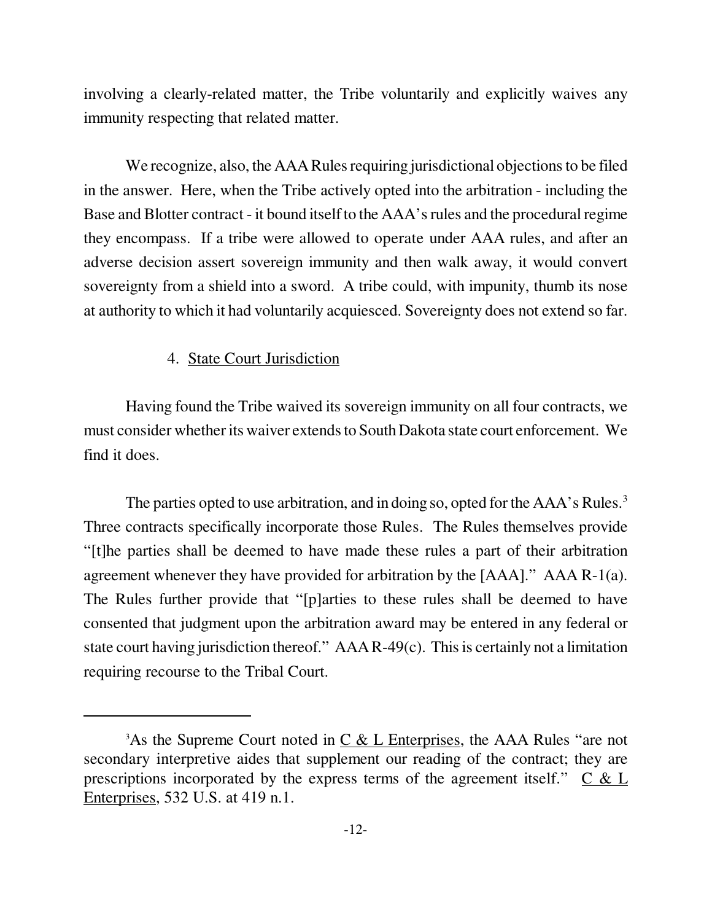involving a clearly-related matter, the Tribe voluntarily and explicitly waives any immunity respecting that related matter.

We recognize, also, the AAA Rules requiring jurisdictional objections to be filed in the answer. Here, when the Tribe actively opted into the arbitration - including the Base and Blotter contract - it bound itself to the AAA's rules and the procedural regime they encompass. If a tribe were allowed to operate under AAA rules, and after an adverse decision assert sovereign immunity and then walk away, it would convert sovereignty from a shield into a sword. A tribe could, with impunity, thumb its nose at authority to which it had voluntarily acquiesced. Sovereignty does not extend so far.

4. State Court Jurisdiction

Having found the Tribe waived its sovereign immunity on all four contracts, we must consider whether its waiver extends to South Dakota state court enforcement. We find it does.

The parties opted to use arbitration, and in doing so, opted for the AAA's Rules.[3] Three contracts specifically incorporate those Rules. The Rules themselves provide "[t]he parties shall be deemed to have made these rules a part of their arbitration agreement whenever they have provided for arbitration by the [AAA]." AAA R-1(a). The Rules further provide that "[p]arties to these rules shall be deemed to have consented that judgment upon the arbitration award may be entered in any federal or state court having jurisdiction thereof." AAA R-49(c). This is certainly not a limitation requiring recourse to the Tribal Court.

---

[3] As the Supreme Court noted in C & L Enterprises, the AAA Rules "are not secondary interpretive aides that supplement our reading of the contract; they are prescriptions incorporated by the express terms of the agreement itself." C & L Enterprises, 532 U.S. at 419 n.1.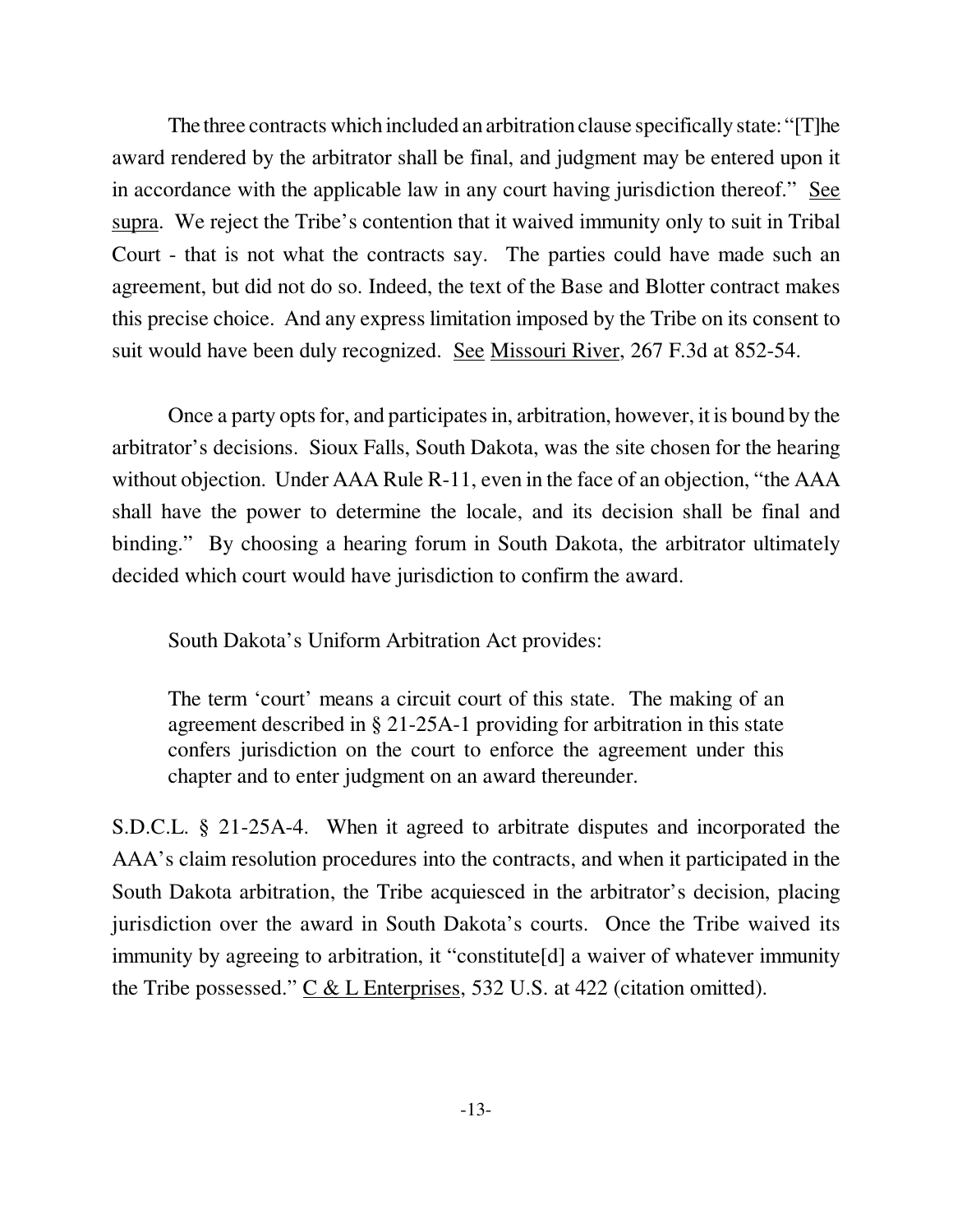The three contracts which included an arbitration clause specifically state: "[T]he award rendered by the arbitrator shall be final, and judgment may be entered upon it in accordance with the applicable law in any court having jurisdiction thereof." See supra. We reject the Tribe's contention that it waived immunity only to suit in Tribal Court - that is not what the contracts say. The parties could have made such an agreement, but did not do so. Indeed, the text of the Base and Blotter contract makes this precise choice. And any express limitation imposed by the Tribe on its consent to suit would have been duly recognized. See Missouri River, 267 F.3d at 852-54.

Once a party opts for, and participates in, arbitration, however, it is bound by the arbitrator's decisions. Sioux Falls, South Dakota, was the site chosen for the hearing without objection. Under AAA Rule R-11, even in the face of an objection, "the AAA shall have the power to determine the locale, and its decision shall be final and binding." By choosing a hearing forum in South Dakota, the arbitrator ultimately decided which court would have jurisdiction to confirm the award.

South Dakota's Uniform Arbitration Act provides:

> The term 'court' means a circuit court of this state. The making of an agreement described in § 21-25A-1 providing for arbitration in this state confers jurisdiction on the court to enforce the agreement under this chapter and to enter judgment on an award thereunder.

S.D.C.L. § 21-25A-4. When it agreed to arbitrate disputes and incorporated the AAA's claim resolution procedures into the contracts, and when it participated in the South Dakota arbitration, the Tribe acquiesced in the arbitrator's decision, placing jurisdiction over the award in South Dakota's courts. Once the Tribe waived its immunity by agreeing to arbitration, it "constitute[d] a waiver of whatever immunity the Tribe possessed." C & L Enterprises, 532 U.S. at 422 (citation omitted).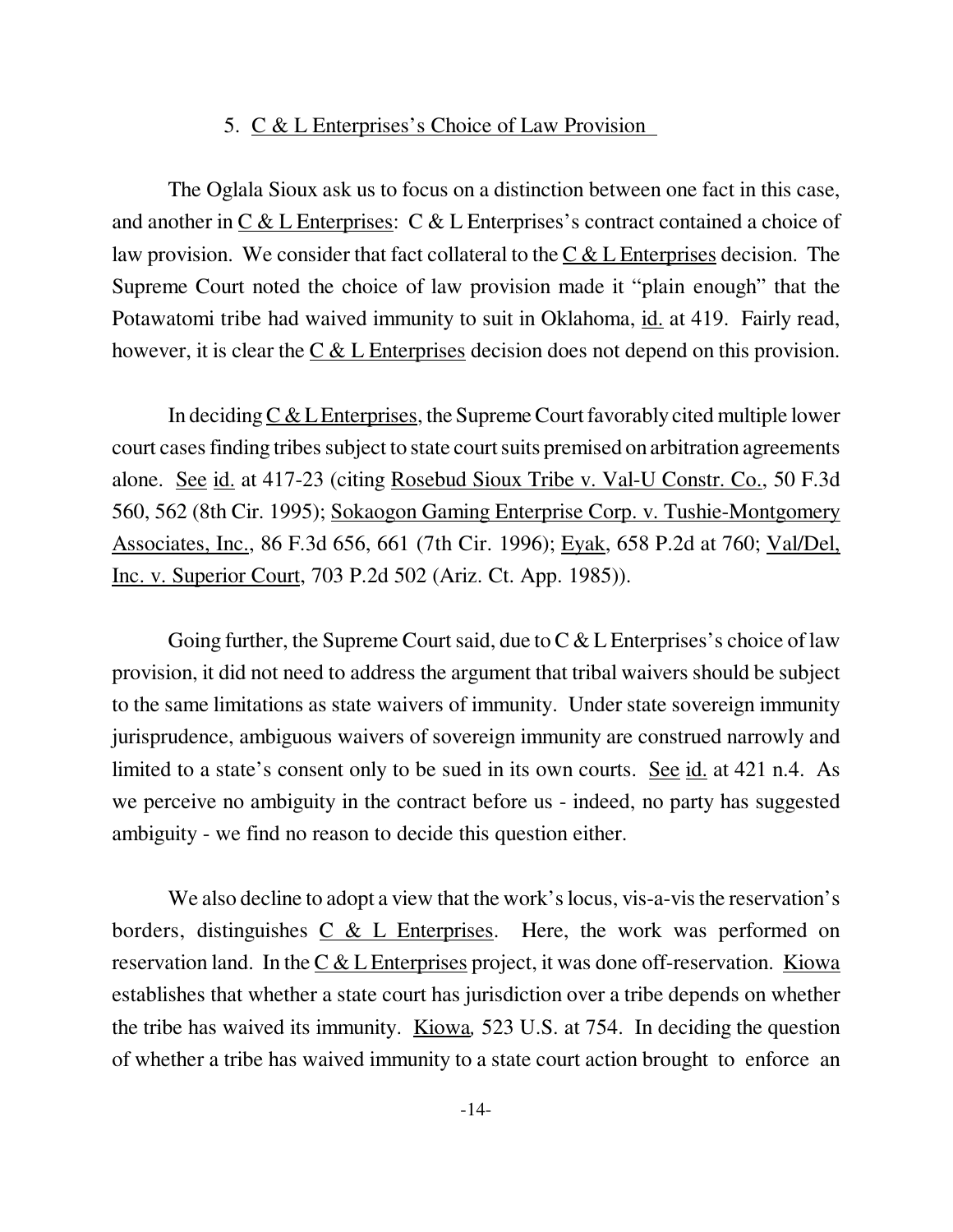5. C & L Enterprises's Choice of Law Provision

The Oglala Sioux ask us to focus on a distinction between one fact in this case, and another in C & L Enterprises: C & L Enterprises's contract contained a choice of law provision. We consider that fact collateral to the C & L Enterprises decision. The Supreme Court noted the choice of law provision made it "plain enough" that the Potawatomi tribe had waived immunity to suit in Oklahoma, id. at 419. Fairly read, however, it is clear the C & L Enterprises decision does not depend on this provision.

In deciding C & L Enterprises, the Supreme Court favorably cited multiple lower court cases finding tribes subject to state court suits premised on arbitration agreements alone. See id. at 417-23 (citing Rosebud Sioux Tribe v. Val-U Constr. Co., 50 F.3d 560, 562 (8th Cir. 1995); Sokaogon Gaming Enterprise Corp. v. Tushie-Montgomery Associates, Inc., 86 F.3d 656, 661 (7th Cir. 1996); Eyak, 658 P.2d at 760; Val/Del, Inc. v. Superior Court, 703 P.2d 502 (Ariz. Ct. App. 1985)).

Going further, the Supreme Court said, due to C & L Enterprises's choice of law provision, it did not need to address the argument that tribal waivers should be subject to the same limitations as state waivers of immunity. Under state sovereign immunity jurisprudence, ambiguous waivers of sovereign immunity are construed narrowly and limited to a state's consent only to be sued in its own courts. See id. at 421 n.4. As we perceive no ambiguity in the contract before us - indeed, no party has suggested ambiguity - we find no reason to decide this question either.

We also decline to adopt a view that the work's locus, vis-a-vis the reservation's borders, distinguishes C & L Enterprises. Here, the work was performed on reservation land. In the C & L Enterprises project, it was done off-reservation. Kiowa establishes that whether a state court has jurisdiction over a tribe depends on whether the tribe has waived its immunity. *Kiowa*, 523 U.S. at 754. In deciding the question of whether a tribe has waived immunity to a state court action brought to enforce an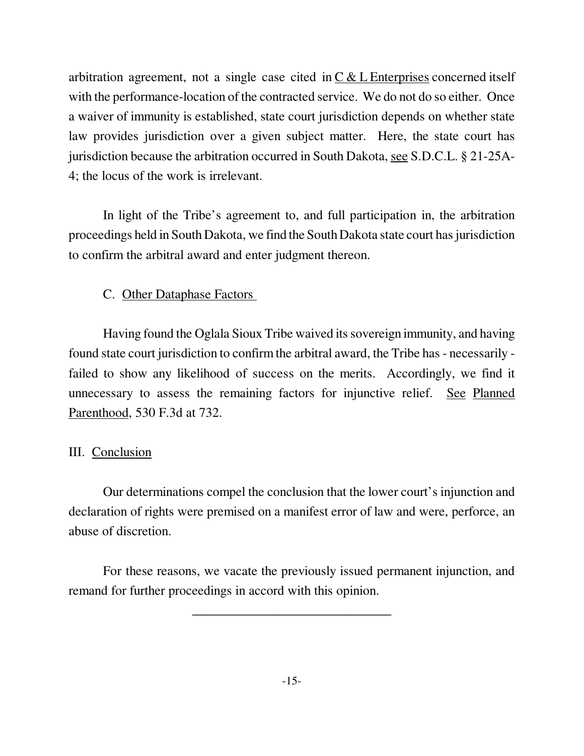arbitration agreement, not a single case cited in C & L Enterprises concerned itself with the performance-location of the contracted service. We do not do so either. Once a waiver of immunity is established, state court jurisdiction depends on whether state law provides jurisdiction over a given subject matter. Here, the state court has jurisdiction because the arbitration occurred in South Dakota, see S.D.C.L. § 21-25A-4; the locus of the work is irrelevant.

In light of the Tribe's agreement to, and full participation in, the arbitration proceedings held in South Dakota, we find the South Dakota state court has jurisdiction to confirm the arbitral award and enter judgment thereon.

C. Other Dataphase Factors

Having found the Oglala Sioux Tribe waived its sovereign immunity, and having found state court jurisdiction to confirm the arbitral award, the Tribe has - necessarily - failed to show any likelihood of success on the merits. Accordingly, we find it unnecessary to assess the remaining factors for injunctive relief. See Planned Parenthood, 530 F.3d at 732.

III. Conclusion

Our determinations compel the conclusion that the lower court's injunction and declaration of rights were premised on a manifest error of law and were, perforce, an abuse of discretion.

For these reasons, we vacate the previously issued permanent injunction, and remand for further proceedings in accord with this opinion.

______________________________